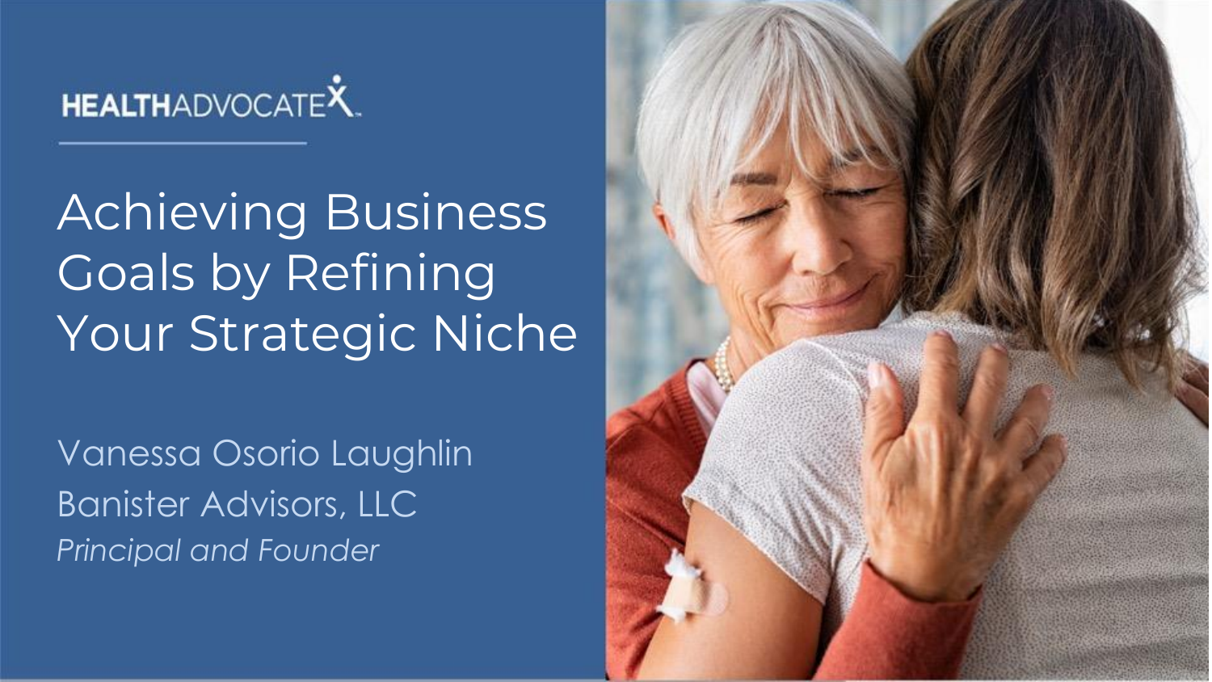HEALTHADVOCATE

# Achieving Business Goals by Refining Your Strategic Niche

Vanessa Osorio Laughlin

Banister Advisors, LLC

*Principal and Founder*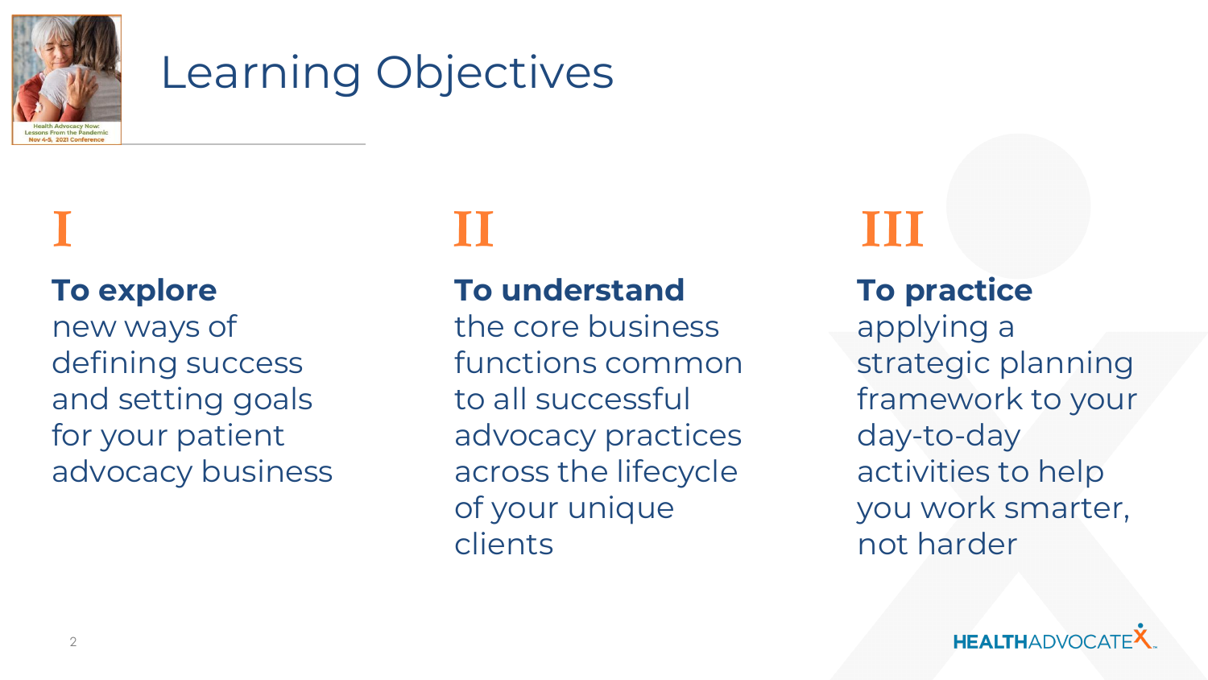# Learning Objectives

## I

**To explore** new ways of defining success and setting goals for your patient advocacy business

## II

**To understand** the core business functions common to all successful advocacy practices across the lifecycle of your unique clients

## III

**To practice** applying a strategic planning framework to your day-to-day activities to help you work smarter, not harder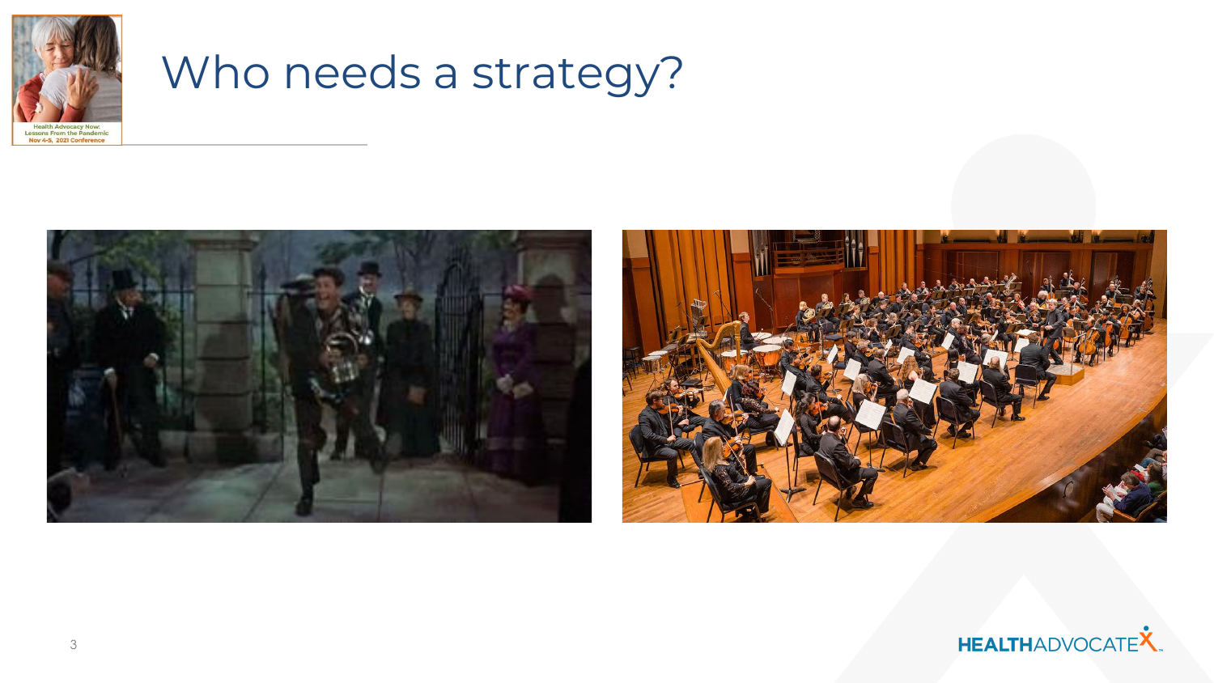# Who needs a strategy?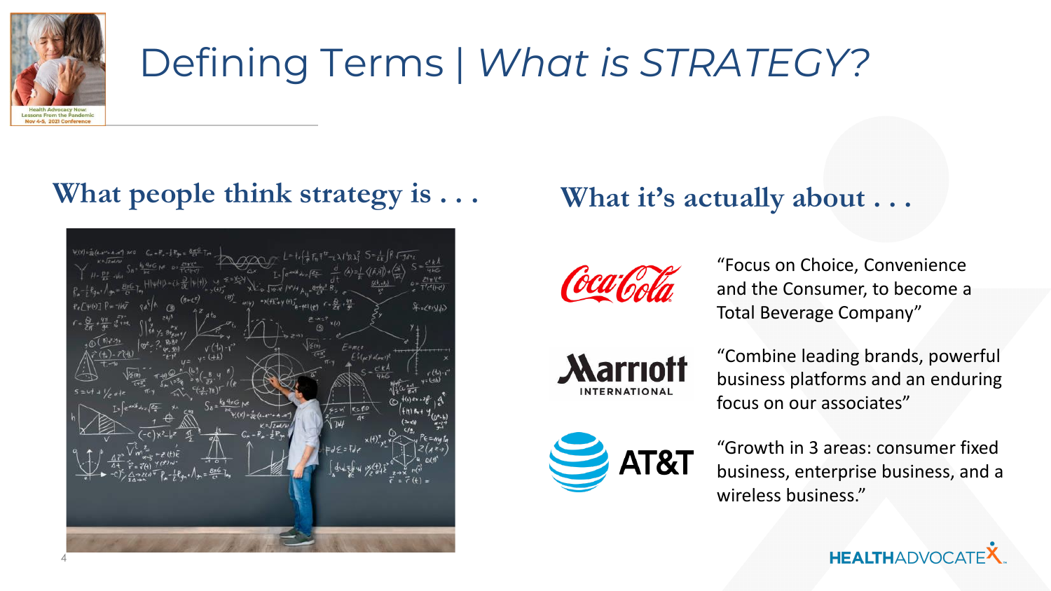# Defining Terms | *What is STRATEGY?*

## What people think strategy is . . .

## What it's actually about . . .

Coca-Cola: "Focus on Choice, Convenience and the Consumer, to become a Total Beverage Company"

Marriott International: "Combine leading brands, powerful business platforms and an enduring focus on our associates"

AT&T: "Growth in 3 areas: consumer fixed business, enterprise business, and a wireless business."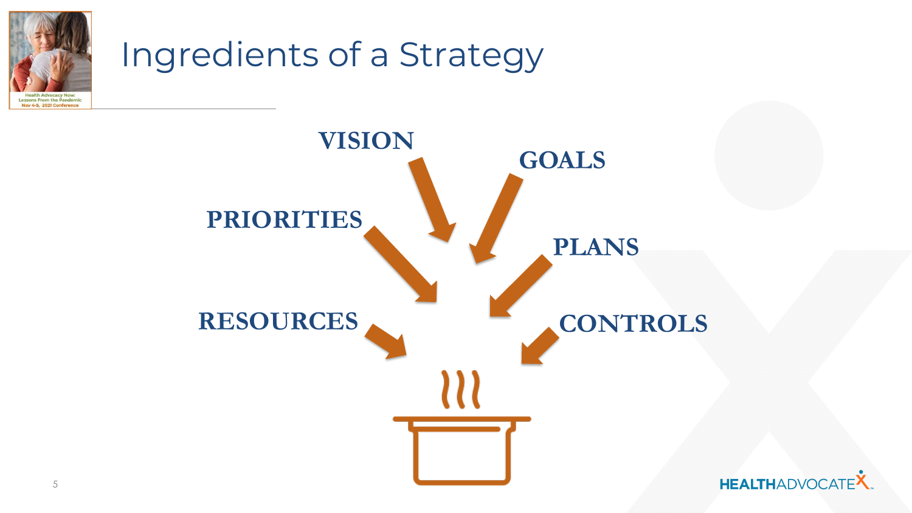# Ingredients of a Strategy

- VISION
- GOALS
- PRIORITIES
- PLANS
- RESOURCES
- CONTROLS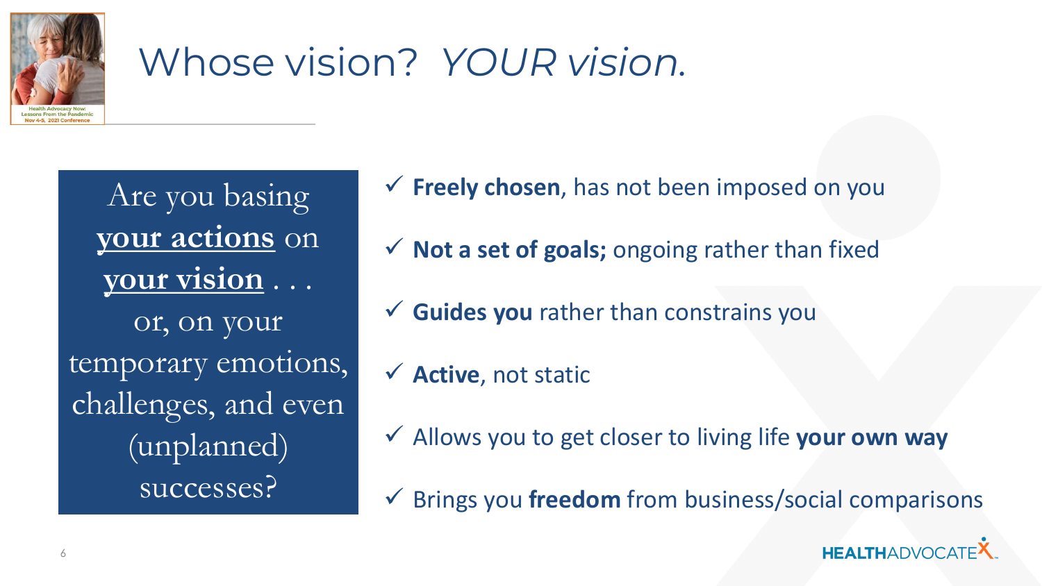# Whose vision? *YOUR vision.*

Are you basing **your actions** on **your vision** . . . or, on your temporary emotions, challenges, and even (unplanned) successes?

- ✓ **Freely chosen**, has not been imposed on you
- ✓ **Not a set of goals;** ongoing rather than fixed
- ✓ **Guides you** rather than constrains you
- ✓ **Active**, not static
- ✓ Allows you to get closer to living life **your own way**
- ✓ Brings you **freedom** from business/social comparisons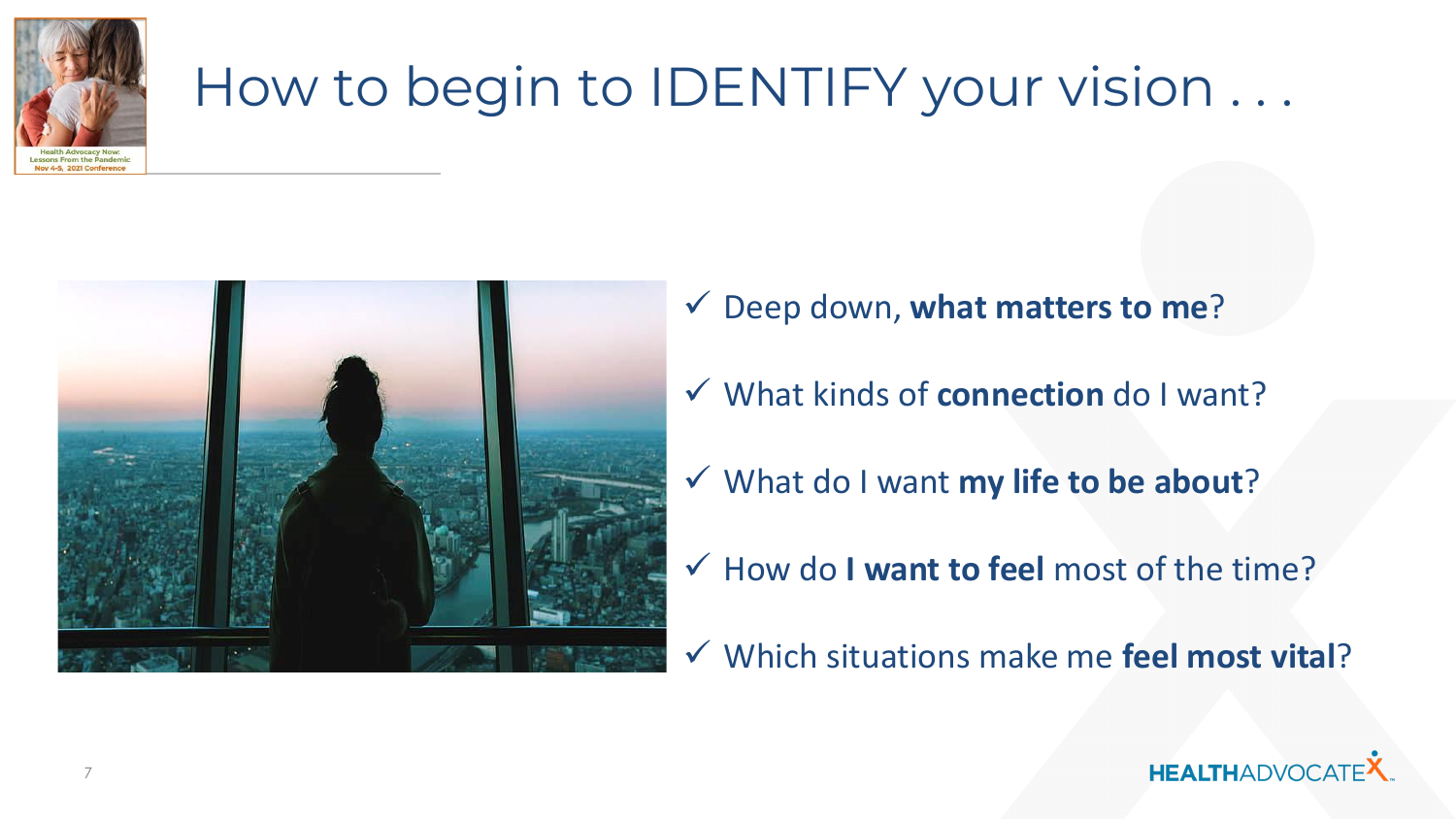# How to begin to IDENTIFY your vision . . .

- ✓ Deep down, **what matters to me**?
- ✓ What kinds of **connection** do I want?
- ✓ What do I want **my life to be about**?
- ✓ How do **I want to feel** most of the time?
- ✓ Which situations make me **feel most vital**?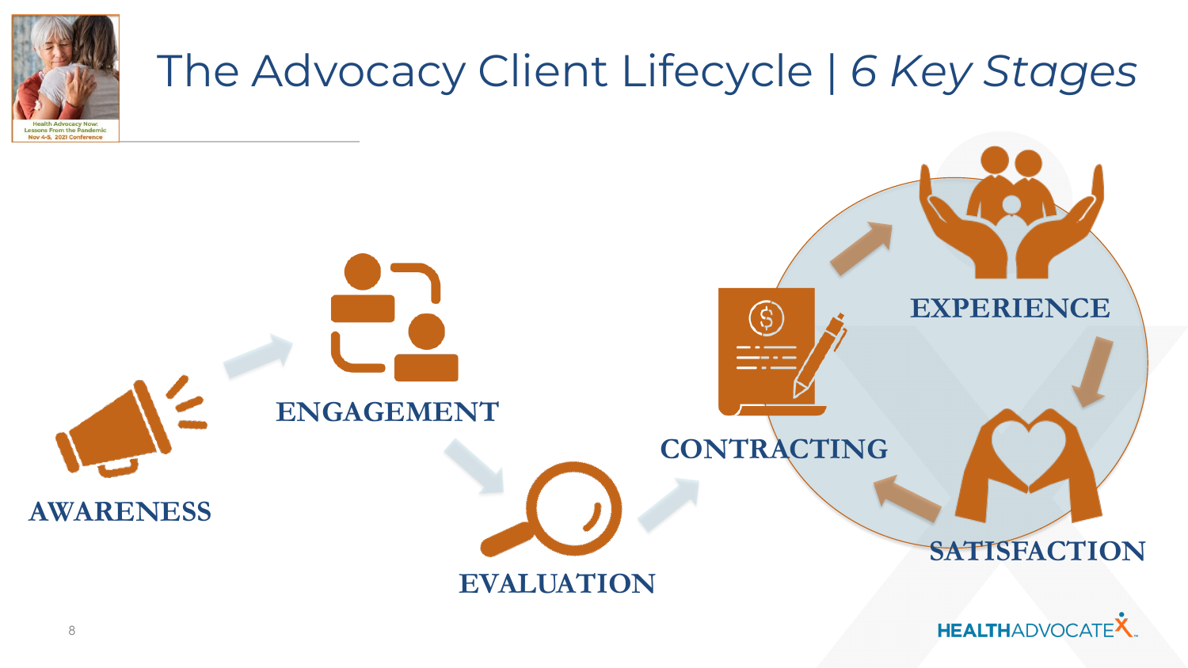# The Advocacy Client Lifecycle | *6 Key Stages*

AWARENESS

ENGAGEMENT

EVALUATION

CONTRACTING

EXPERIENCE

SATISFACTION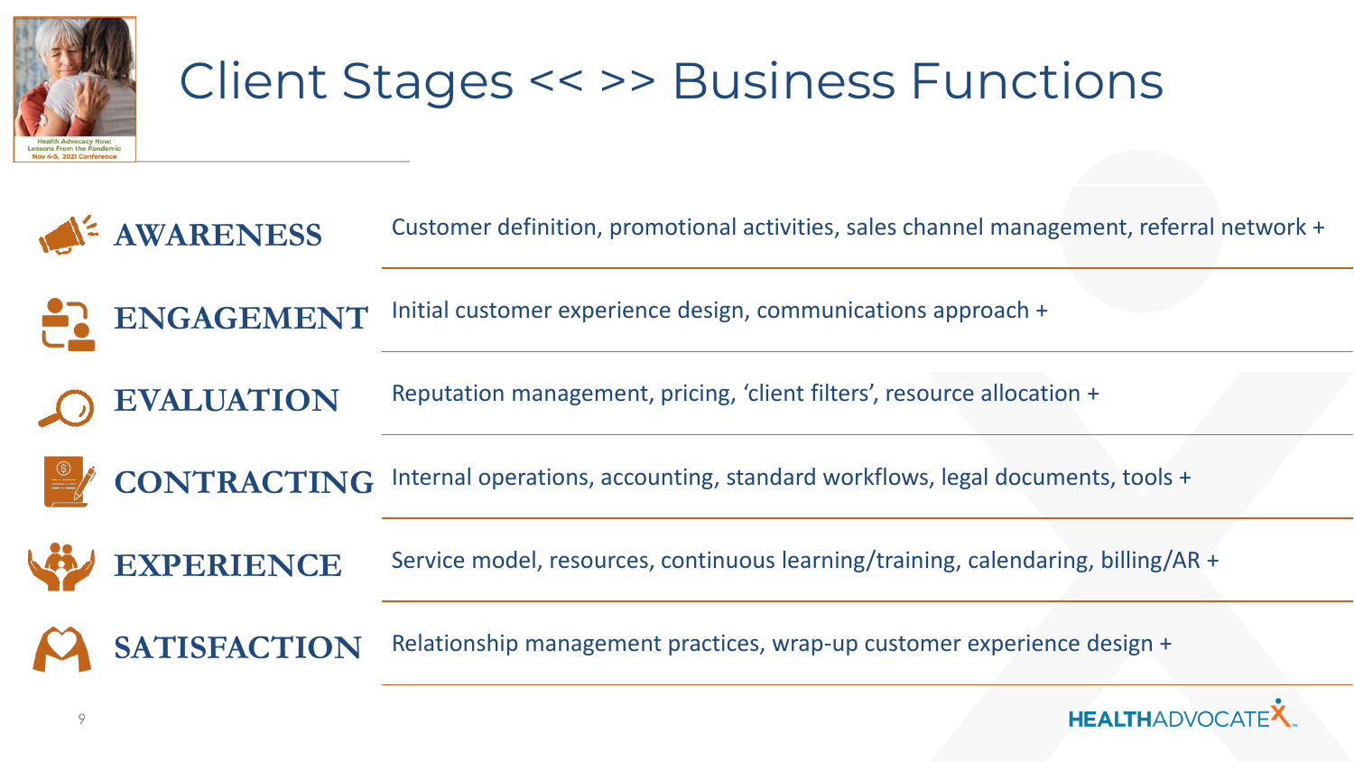# Client Stages << >> Business Functions

| | |
|---|---|
| **AWARENESS** | Customer definition, promotional activities, sales channel management, referral network + |
| **ENGAGEMENT** | Initial customer experience design, communications approach + |
| **EVALUATION** | Reputation management, pricing, 'client filters', resource allocation + |
| **CONTRACTING** | Internal operations, accounting, standard workflows, legal documents, tools + |
| **EXPERIENCE** | Service model, resources, continuous learning/training, calendaring, billing/AR + |
| **SATISFACTION** | Relationship management practices, wrap-up customer experience design + |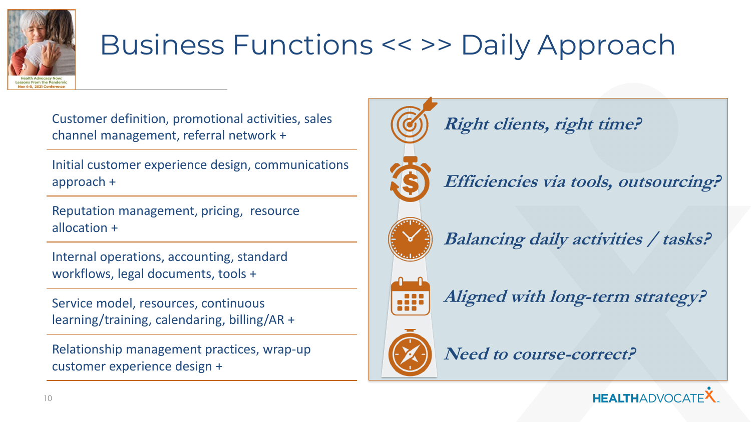# Business Functions << >> Daily Approach

Customer definition, promotional activities, sales channel management, referral network +

Initial customer experience design, communications approach +

Reputation management, pricing, resource allocation +

Internal operations, accounting, standard workflows, legal documents, tools +

Service model, resources, continuous learning/training, calendaring, billing/AR +

Relationship management practices, wrap-up customer experience design +

***Right clients, right time?***

***Efficiencies via tools, outsourcing?***

***Balancing daily activities / tasks?***

***Aligned with long-term strategy?***

***Need to course-correct?***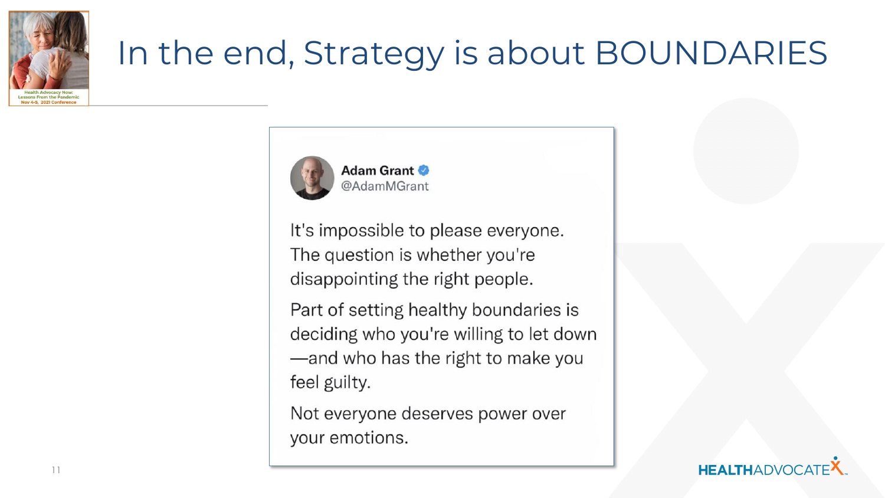# In the end, Strategy is about BOUNDARIES

**Adam Grant** @AdamMGrant

It's impossible to please everyone. The question is whether you're disappointing the right people.

Part of setting healthy boundaries is deciding who you're willing to let down—and who has the right to make you feel guilty.

Not everyone deserves power over your emotions.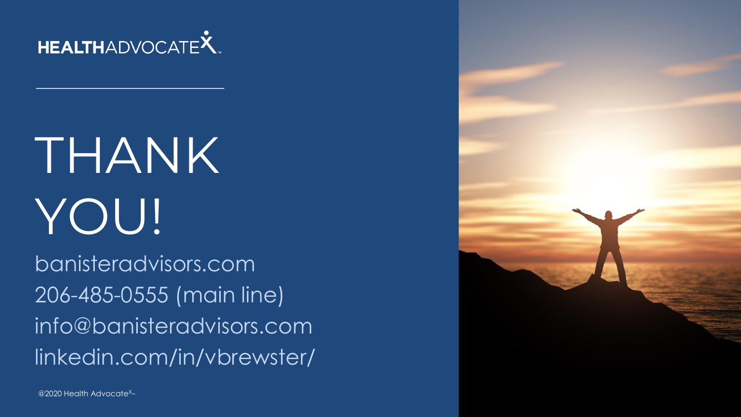HEALTHADVOCATE$^{X}$

# THANK YOU!

banisteradvisors.com
206-485-0555 (main line)
info@banisteradvisors.com
linkedin.com/in/vbrewster/

@2020 Health Advocate$^{X}$™